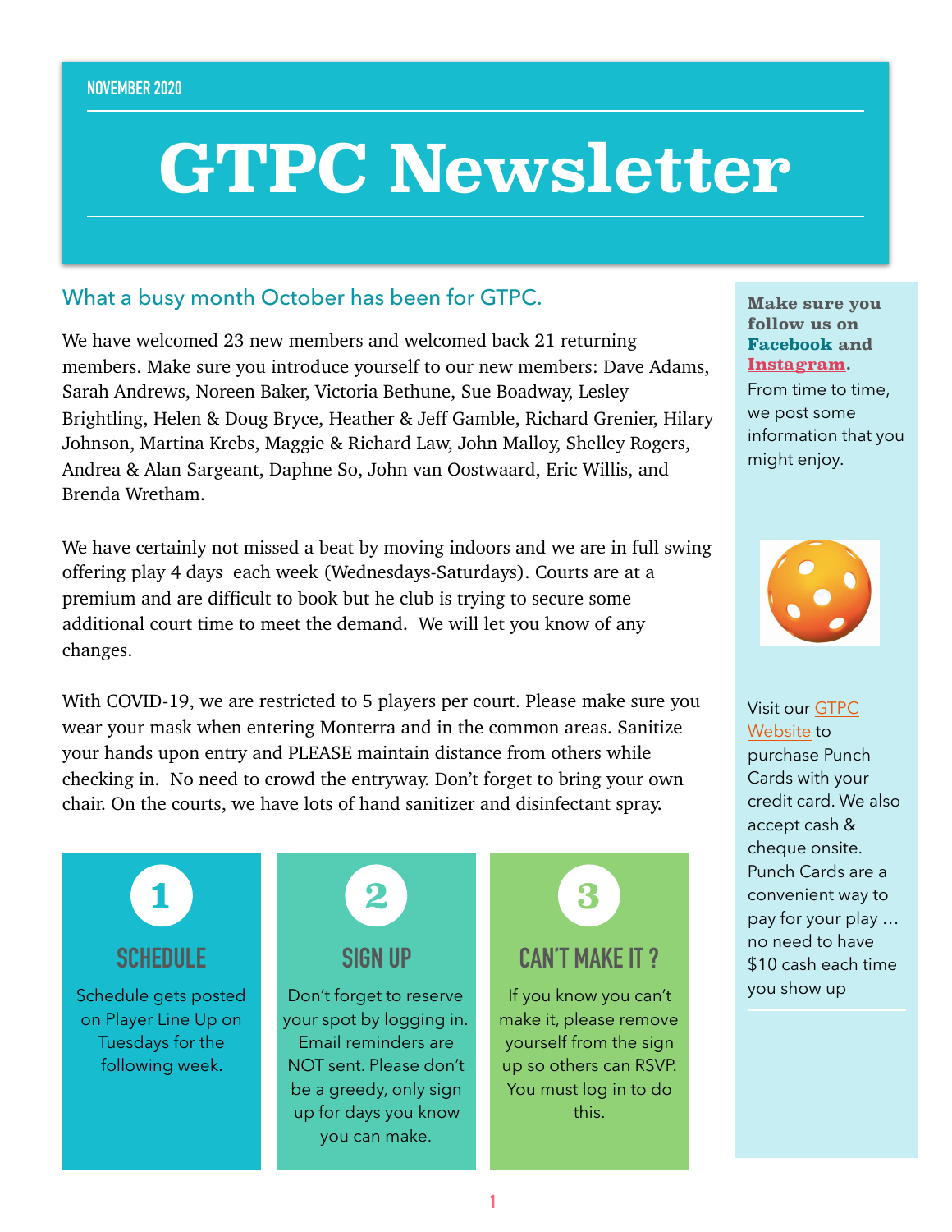NOVEMBER 2020

# GTPC Newsletter

## What a busy month October has been for GTPC.

We have welcomed 23 new members and welcomed back 21 returning members. Make sure you introduce yourself to our new members: Dave Adams, Sarah Andrews, Noreen Baker, Victoria Bethune, Sue Boadway, Lesley Brightling, Helen & Doug Bryce, Heather & Jeff Gamble, Richard Grenier, Hilary Johnson, Martina Krebs, Maggie & Richard Law, John Malloy, Shelley Rogers, Andrea & Alan Sargeant, Daphne So, John van Oostwaard, Eric Willis, and Brenda Wretham.

We have certainly not missed a beat by moving indoors and we are in full swing offering play 4 days each week (Wednesdays-Saturdays). Courts are at a premium and are difficult to book but he club is trying to secure some additional court time to meet the demand. We will let you know of any changes.

With COVID-19, we are restricted to 5 players per court. Please make sure you wear your mask when entering Monterra and in the common areas. Sanitize your hands upon entry and PLEASE maintain distance from others while checking in. No need to crowd the entryway. Don't forget to bring your own chair. On the courts, we have lots of hand sanitizer and disinfectant spray.

### 1 SCHEDULE

Schedule gets posted on Player Line Up on Tuesdays for the following week.

### 2 SIGN UP

Don't forget to reserve your spot by logging in. Email reminders are NOT sent. Please don't be a greedy, only sign up for days you know you can make.

### 3 CAN'T MAKE IT ?

If you know you can't make it, please remove yourself from the sign up so others can RSVP. You must log in to do this.

**Make sure you follow us on Facebook and Instagram.**

From time to time, we post some information that you might enjoy.

Visit our GTPC Website to purchase Punch Cards with your credit card. We also accept cash & cheque onsite. Punch Cards are a convenient way to pay for your play … no need to have $10 cash each time you show up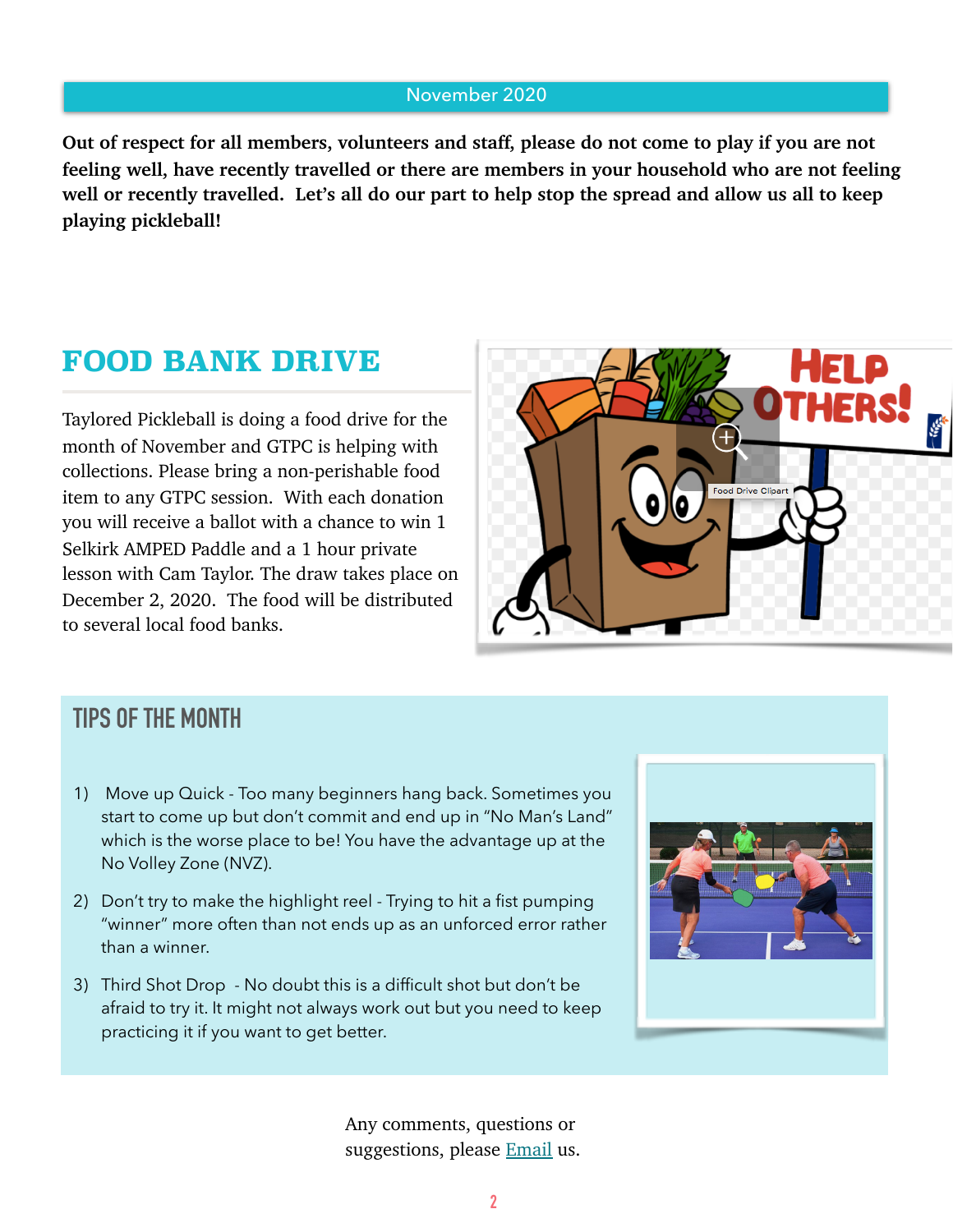November 2020

**Out of respect for all members, volunteers and staff, please do not come to play if you are not feeling well, have recently travelled or there are members in your household who are not feeling well or recently travelled. Let's all do our part to help stop the spread and allow us all to keep playing pickleball!**

## FOOD BANK DRIVE

Taylored Pickleball is doing a food drive for the month of November and GTPC is helping with collections. Please bring a non-perishable food item to any GTPC session. With each donation you will receive a ballot with a chance to win 1 Selkirk AMPED Paddle and a 1 hour private lesson with Cam Taylor. The draw takes place on December 2, 2020. The food will be distributed to several local food banks.

## TIPS OF THE MONTH

1) Move up Quick - Too many beginners hang back. Sometimes you start to come up but don't commit and end up in "No Man's Land" which is the worse place to be! You have the advantage up at the No Volley Zone (NVZ).
2) Don't try to make the highlight reel - Trying to hit a fist pumping "winner" more often than not ends up as an unforced error rather than a winner.
3) Third Shot Drop - No doubt this is a difficult shot but don't be afraid to try it. It might not always work out but you need to keep practicing it if you want to get better.

Any comments, questions or suggestions, please Email us.